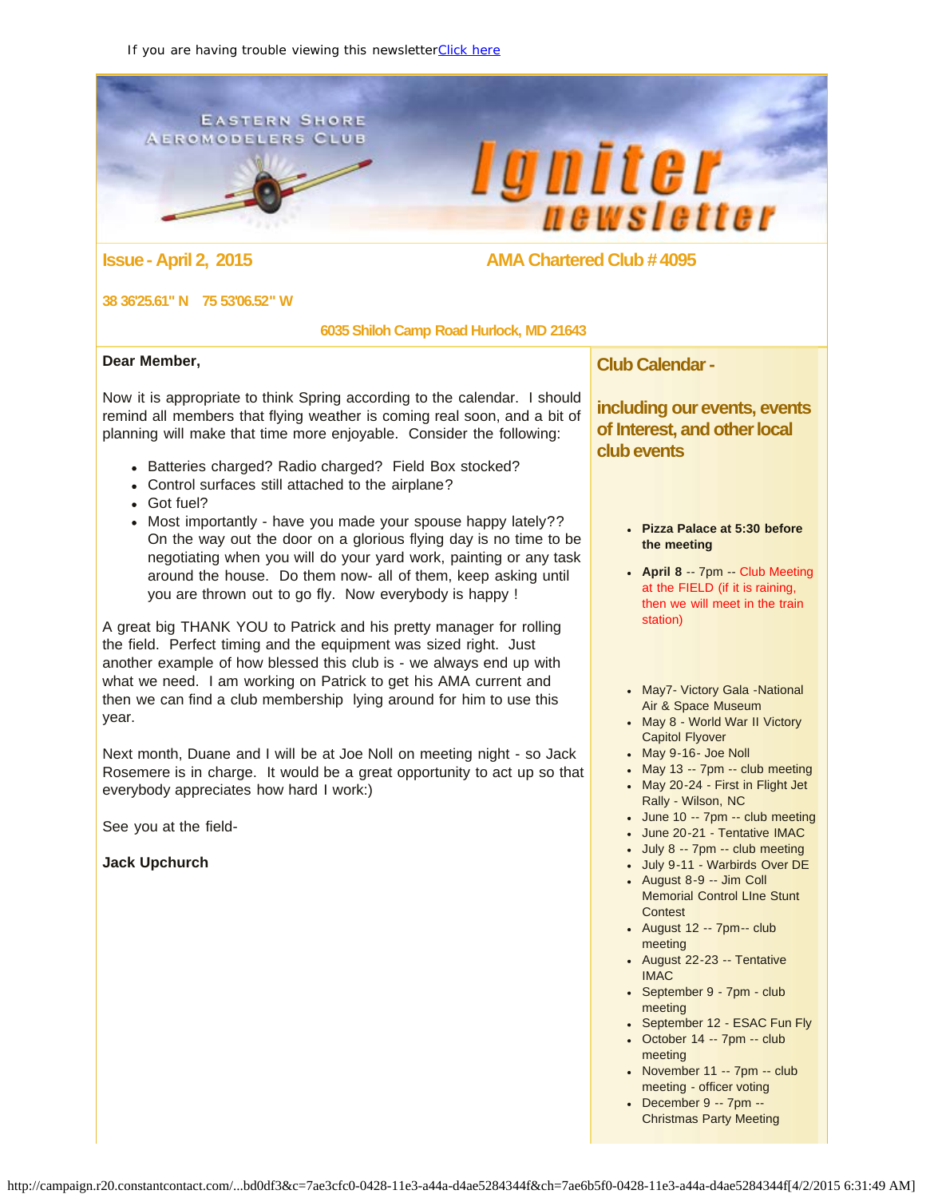If you are having trouble viewing this newsletter [Click here]

# Eastern Shore Aeromodelers Club — Igniter newsletter

**Issue - April 2, 2015** **AMA Chartered Club # 4095**

**38 36'25.61" N 75 53'06.52" W**

**6035 Shiloh Camp Road Hurlock, MD 21643**

**Dear Member,**

Now it is appropriate to think Spring according to the calendar. I should remind all members that flying weather is coming real soon, and a bit of planning will make that time more enjoyable. Consider the following:

- Batteries charged? Radio charged? Field Box stocked?
- Control surfaces still attached to the airplane?
- Got fuel?
- Most importantly - have you made your spouse happy lately?? On the way out the door on a glorious flying day is no time to be negotiating when you will do your yard work, painting or any task around the house. Do them now- all of them, keep asking until you are thrown out to go fly. Now everybody is happy !

A great big THANK YOU to Patrick and his pretty manager for rolling the field. Perfect timing and the equipment was sized right. Just another example of how blessed this club is - we always end up with what we need. I am working on Patrick to get his AMA current and then we can find a club membership lying around for him to use this year.

Next month, Duane and I will be at Joe Noll on meeting night - so Jack Rosemere is in charge. It would be a great opportunity to act up so that everybody appreciates how hard I work:)

See you at the field-

**Jack Upchurch**

## Club Calendar -

## including our events, events of Interest, and other local club events

- **Pizza Palace at 5:30 before the meeting**
- **April 8** -- 7pm -- Club Meeting at the FIELD (if it is raining, then we will meet in the train station)

- May7- Victory Gala -National Air & Space Museum
- May 8 - World War II Victory Capitol Flyover
- May 9-16- Joe Noll
- May 13 -- 7pm -- club meeting
- May 20-24 - First in Flight Jet Rally - Wilson, NC
- June 10 -- 7pm -- club meeting
- June 20-21 - Tentative IMAC
- July 8 -- 7pm -- club meeting
- July 9-11 - Warbirds Over DE
- August 8-9 -- Jim Coll Memorial Control LIne Stunt Contest
- August 12 -- 7pm-- club meeting
- August 22-23 -- Tentative IMAC
- September 9 - 7pm - club meeting
- September 12 - ESAC Fun Fly
- October 14 -- 7pm -- club meeting
- November 11 -- 7pm -- club meeting - officer voting
- December 9 -- 7pm -- Christmas Party Meeting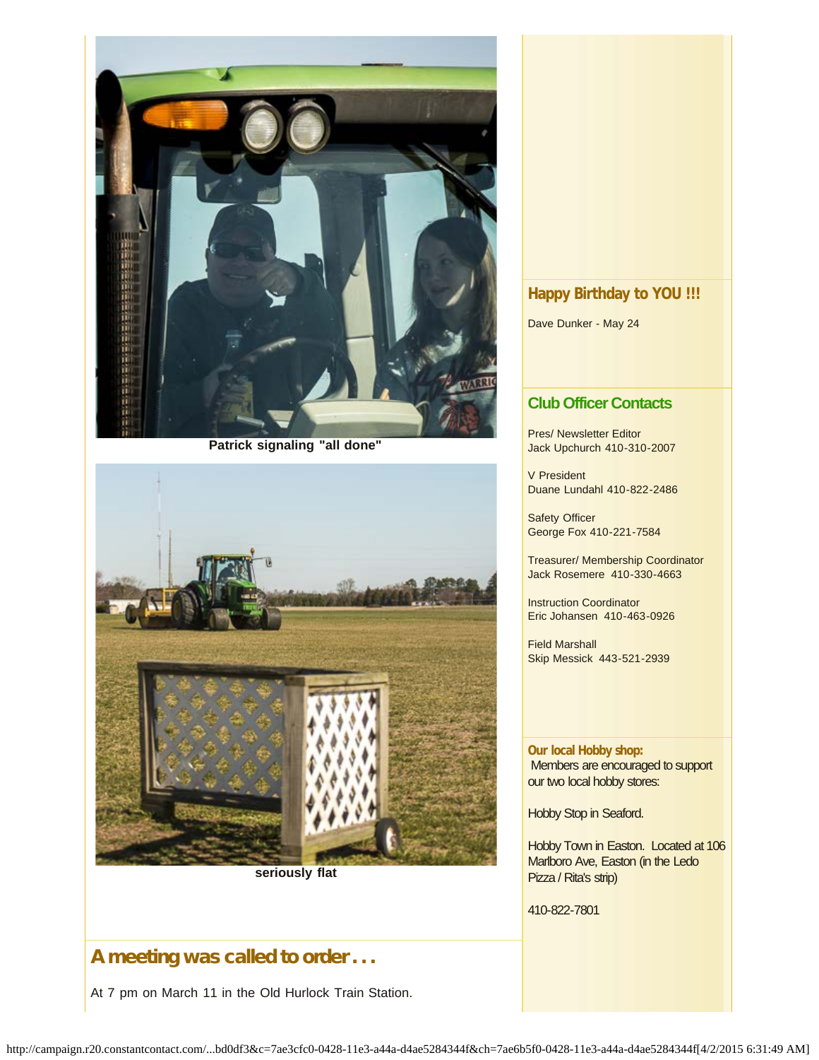Patrick signaling "all done"

seriously flat

## A meeting was called to order . . .

At 7 pm on March 11 in the Old Hurlock Train Station.

### Happy Birthday to YOU !!!

Dave Dunker - May 24

### Club Officer Contacts

Pres/ Newsletter Editor
Jack Upchurch 410-310-2007

V President
Duane Lundahl 410-822-2486

Safety Officer
George Fox 410-221-7584

Treasurer/ Membership Coordinator
Jack Rosemere 410-330-4663

Instruction Coordinator
Eric Johansen 410-463-0926

Field Marshall
Skip Messick 443-521-2939

**Our local Hobby shop:**
Members are encouraged to support our two local hobby stores:

Hobby Stop in Seaford.

Hobby Town in Easton. Located at 106 Marlboro Ave, Easton (in the Ledo Pizza / Rita's strip)

410-822-7801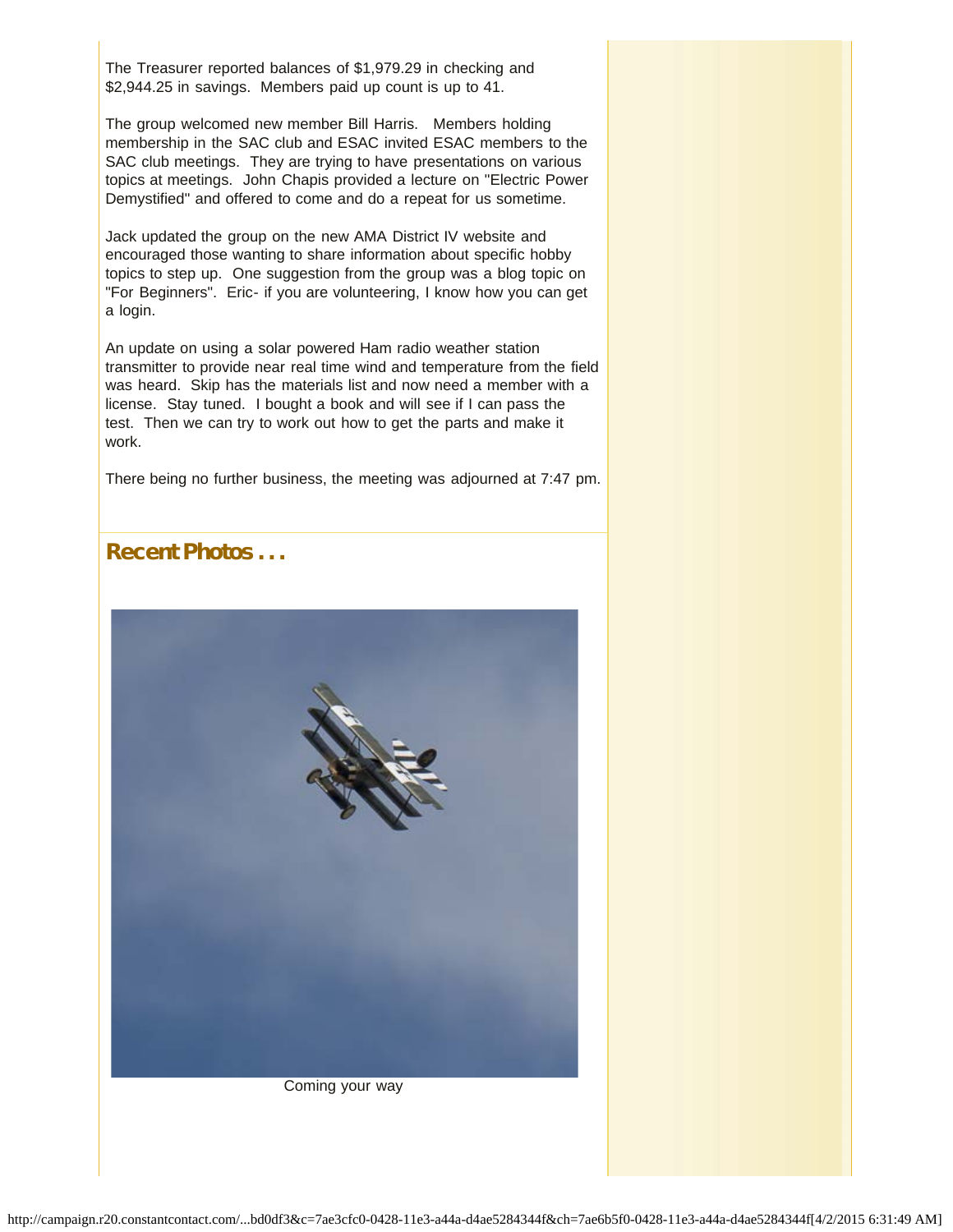The Treasurer reported balances of $1,979.29 in checking and $2,944.25 in savings.  Members paid up count is up to 41.

The group welcomed new member Bill Harris.   Members holding membership in the SAC club and ESAC invited ESAC members to the SAC club meetings.  They are trying to have presentations on various topics at meetings.  John Chapis provided a lecture on "Electric Power Demystified" and offered to come and do a repeat for us sometime.

Jack updated the group on the new AMA District IV website and encouraged those wanting to share information about specific hobby topics to step up.  One suggestion from the group was a blog topic on "For Beginners".  Eric- if you are volunteering, I know how you can get a login.

An update on using a solar powered Ham radio weather station transmitter to provide near real time wind and temperature from the field was heard.  Skip has the materials list and now need a member with a license.  Stay tuned.  I bought a book and will see if I can pass the test.  Then we can try to work out how to get the parts and make it work.

There being no further business, the meeting was adjourned at 7:47 pm.

## Recent Photos . . .

Coming your way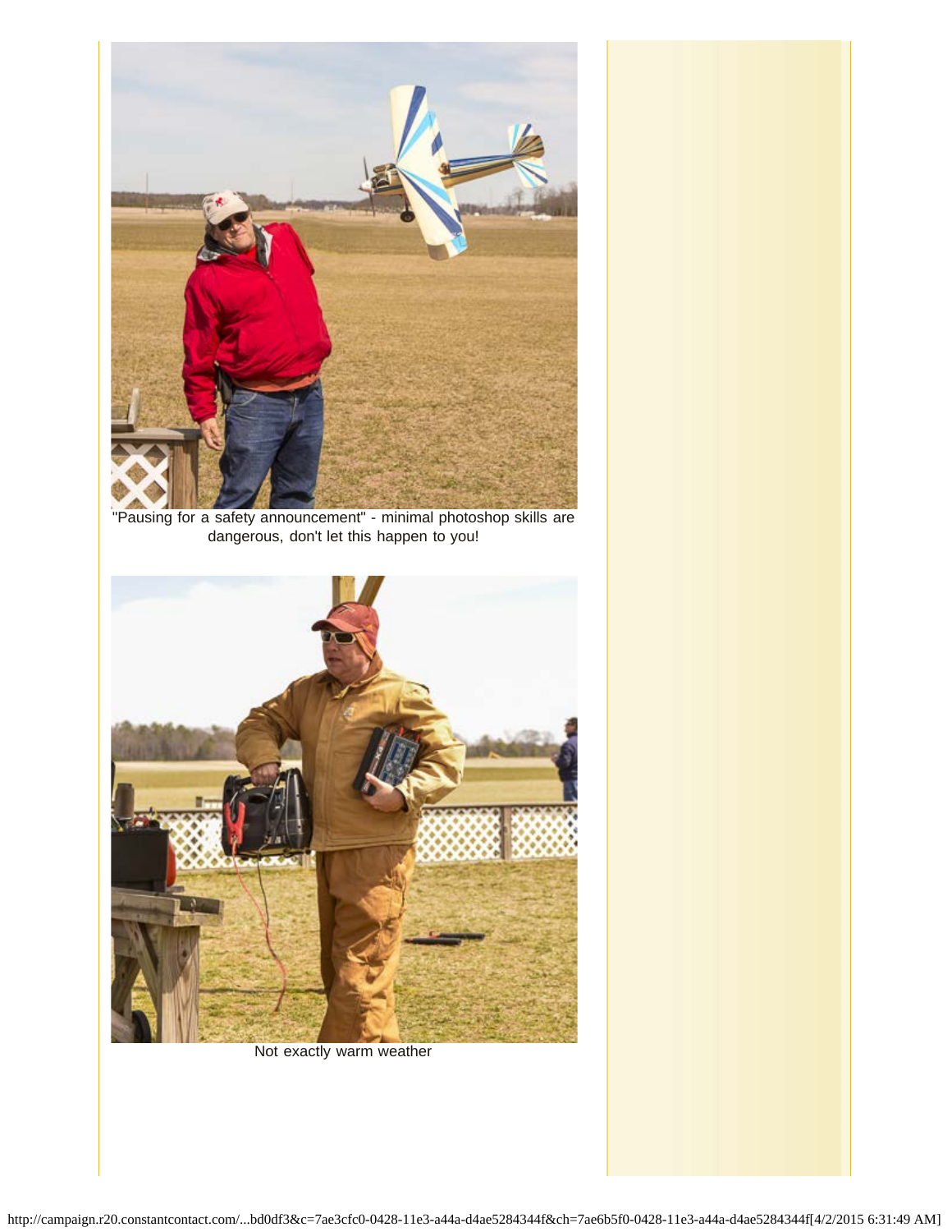"Pausing for a safety announcement" - minimal photoshop skills are dangerous, don't let this happen to you!

Not exactly warm weather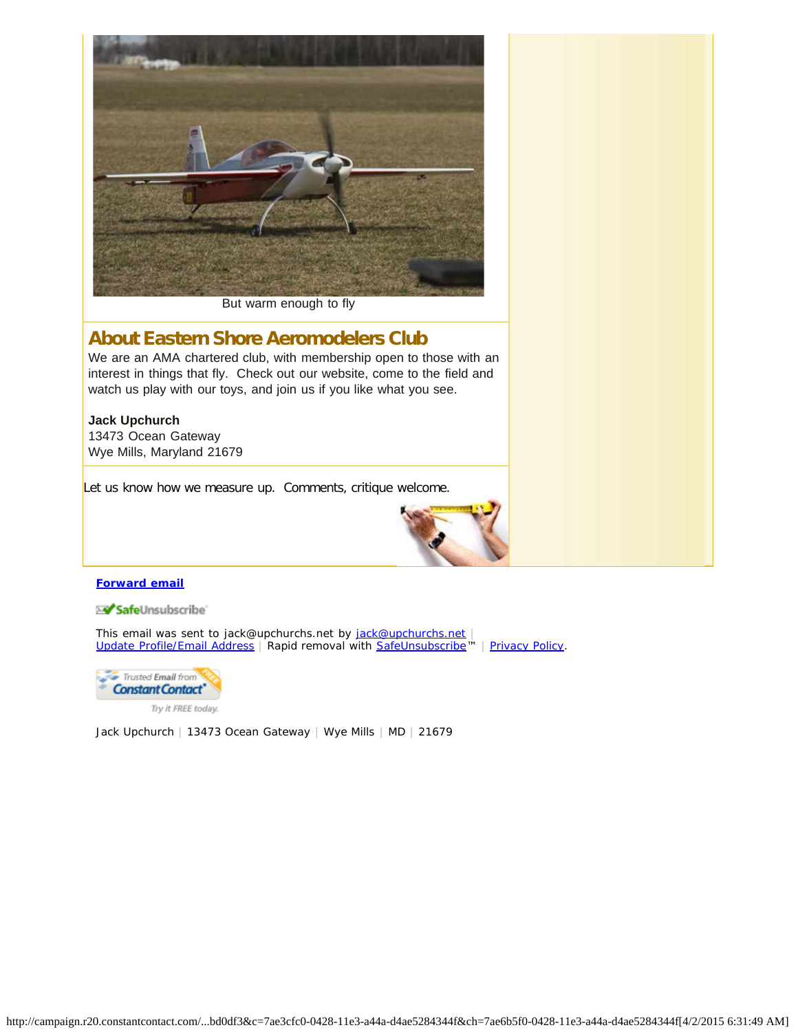But warm enough to fly

## About Eastern Shore Aeromodelers Club

We are an AMA chartered club, with membership open to those with an interest in things that fly.  Check out our website, come to the field and watch us play with our toys, and join us if you like what you see.

**Jack Upchurch**
13473 Ocean Gateway
Wye Mills, Maryland 21679

Let us know how we measure up.  Comments, critique welcome.

**Forward email**

SafeUnsubscribe

This email was sent to jack@upchurchs.net by jack@upchurchs.net | Update Profile/Email Address | Rapid removal with SafeUnsubscribe™ | Privacy Policy.

Trusted Email from Constant Contact FREE
Try it FREE today.

Jack Upchurch | 13473 Ocean Gateway | Wye Mills | MD | 21679